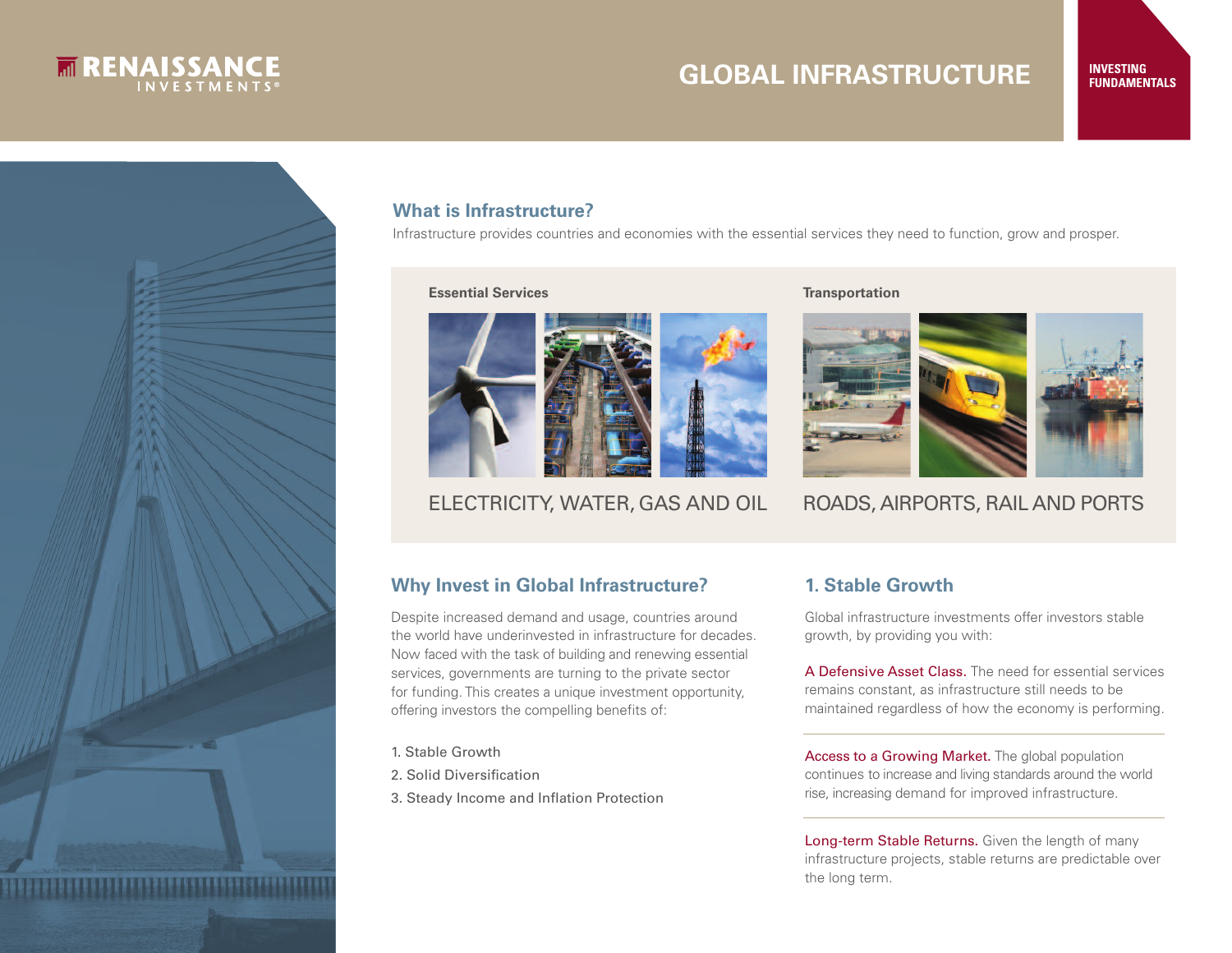RENAISSANCE INVESTMENTS®

# GLOBAL INFRASTRUCTURE

INVESTING FUNDAMENTALS

## What is Infrastructure?

Infrastructure provides countries and economies with the essential services they need to function, grow and prosper.

**Essential Services**

ELECTRICITY, WATER, GAS AND OIL

**Transportation**

ROADS, AIRPORTS, RAIL AND PORTS

## Why Invest in Global Infrastructure?

Despite increased demand and usage, countries around the world have underinvested in infrastructure for decades. Now faced with the task of building and renewing essential services, governments are turning to the private sector for funding. This creates a unique investment opportunity, offering investors the compelling benefits of:

1. Stable Growth
2. Solid Diversification
3. Steady Income and Inflation Protection

## 1. Stable Growth

Global infrastructure investments offer investors stable growth, by providing you with:

**A Defensive Asset Class.** The need for essential services remains constant, as infrastructure still needs to be maintained regardless of how the economy is performing.

**Access to a Growing Market.** The global population continues to increase and living standards around the world rise, increasing demand for improved infrastructure.

**Long-term Stable Returns.** Given the length of many infrastructure projects, stable returns are predictable over the long term.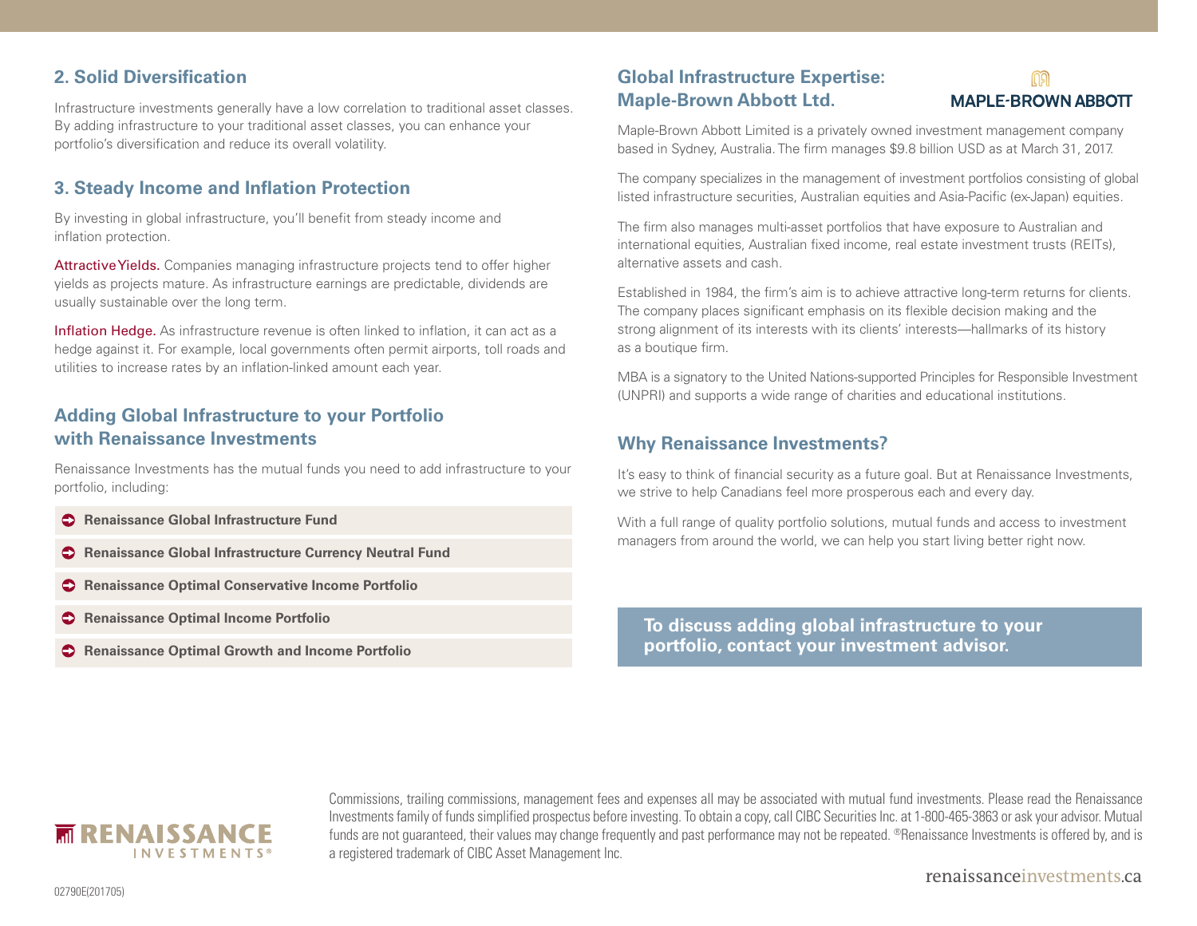## 2. Solid Diversification

Infrastructure investments generally have a low correlation to traditional asset classes. By adding infrastructure to your traditional asset classes, you can enhance your portfolio's diversification and reduce its overall volatility.

## 3. Steady Income and Inflation Protection

By investing in global infrastructure, you'll benefit from steady income and inflation protection.

Attractive Yields. Companies managing infrastructure projects tend to offer higher yields as projects mature. As infrastructure earnings are predictable, dividends are usually sustainable over the long term.

Inflation Hedge. As infrastructure revenue is often linked to inflation, it can act as a hedge against it. For example, local governments often permit airports, toll roads and utilities to increase rates by an inflation-linked amount each year.

## Adding Global Infrastructure to your Portfolio with Renaissance Investments

Renaissance Investments has the mutual funds you need to add infrastructure to your portfolio, including:

- **Renaissance Global Infrastructure Fund**
- **Renaissance Global Infrastructure Currency Neutral Fund**
- **Renaissance Optimal Conservative Income Portfolio**
- **Renaissance Optimal Income Portfolio**
- **Renaissance Optimal Growth and Income Portfolio**

## Global Infrastructure Expertise: Maple-Brown Abbott Ltd.

MAPLE-BROWN ABBOTT

Maple-Brown Abbott Limited is a privately owned investment management company based in Sydney, Australia. The firm manages $9.8 billion USD as at March 31, 2017.

The company specializes in the management of investment portfolios consisting of global listed infrastructure securities, Australian equities and Asia-Pacific (ex-Japan) equities.

The firm also manages multi-asset portfolios that have exposure to Australian and international equities, Australian fixed income, real estate investment trusts (REITs), alternative assets and cash.

Established in 1984, the firm's aim is to achieve attractive long-term returns for clients. The company places significant emphasis on its flexible decision making and the strong alignment of its interests with its clients' interests—hallmarks of its history as a boutique firm.

MBA is a signatory to the United Nations-supported Principles for Responsible Investment (UNPRI) and supports a wide range of charities and educational institutions.

## Why Renaissance Investments?

It's easy to think of financial security as a future goal. But at Renaissance Investments, we strive to help Canadians feel more prosperous each and every day.

With a full range of quality portfolio solutions, mutual funds and access to investment managers from around the world, we can help you start living better right now.

**To discuss adding global infrastructure to your portfolio, contact your investment advisor.**

RENAISSANCE INVESTMENTS®

Commissions, trailing commissions, management fees and expenses all may be associated with mutual fund investments. Please read the Renaissance Investments family of funds simplified prospectus before investing. To obtain a copy, call CIBC Securities Inc. at 1-800-465-3863 or ask your advisor. Mutual funds are not guaranteed, their values may change frequently and past performance may not be repeated. ®Renaissance Investments is offered by, and is a registered trademark of CIBC Asset Management Inc.

renaissanceinvestments.ca

02790E(201705)